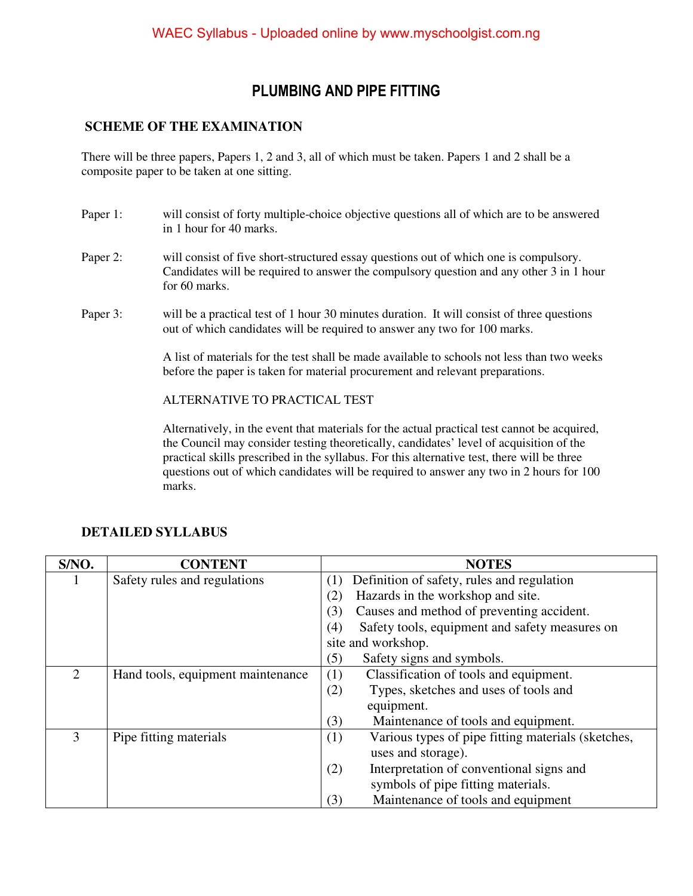# PLUMBING AND PIPE FITTING

## SCHEME OF THE EXAMINATION

There will be three papers, Papers 1, 2 and 3, all of which must be taken. Papers 1 and 2 shall be a composite paper to be taken at one sitting.

Paper 1: will consist of forty multiple-choice objective questions all of which are to be answered in 1 hour for 40 marks.

Paper 2: will consist of five short-structured essay questions out of which one is compulsory. Candidates will be required to answer the compulsory question and any other 3 in 1 hour for 60 marks.

Paper 3: will be a practical test of 1 hour 30 minutes duration. It will consist of three questions out of which candidates will be required to answer any two for 100 marks.

A list of materials for the test shall be made available to schools not less than two weeks before the paper is taken for material procurement and relevant preparations.

ALTERNATIVE TO PRACTICAL TEST

Alternatively, in the event that materials for the actual practical test cannot be acquired, the Council may consider testing theoretically, candidates' level of acquisition of the practical skills prescribed in the syllabus. For this alternative test, there will be three questions out of which candidates will be required to answer any two in 2 hours for 100 marks.

## DETAILED SYLLABUS

| S/NO. | CONTENT | NOTES |
|---|---|---|
| 1 | Safety rules and regulations | (1) Definition of safety, rules and regulation<br>(2) Hazards in the workshop and site.<br>(3) Causes and method of preventing accident.<br>(4) Safety tools, equipment and safety measures on site and workshop.<br>(5) Safety signs and symbols. |
| 2 | Hand tools, equipment maintenance | (1) Classification of tools and equipment.<br>(2) Types, sketches and uses of tools and equipment.<br>(3) Maintenance of tools and equipment. |
| 3 | Pipe fitting materials | (1) Various types of pipe fitting materials (sketches, uses and storage).<br>(2) Interpretation of conventional signs and symbols of pipe fitting materials.<br>(3) Maintenance of tools and equipment |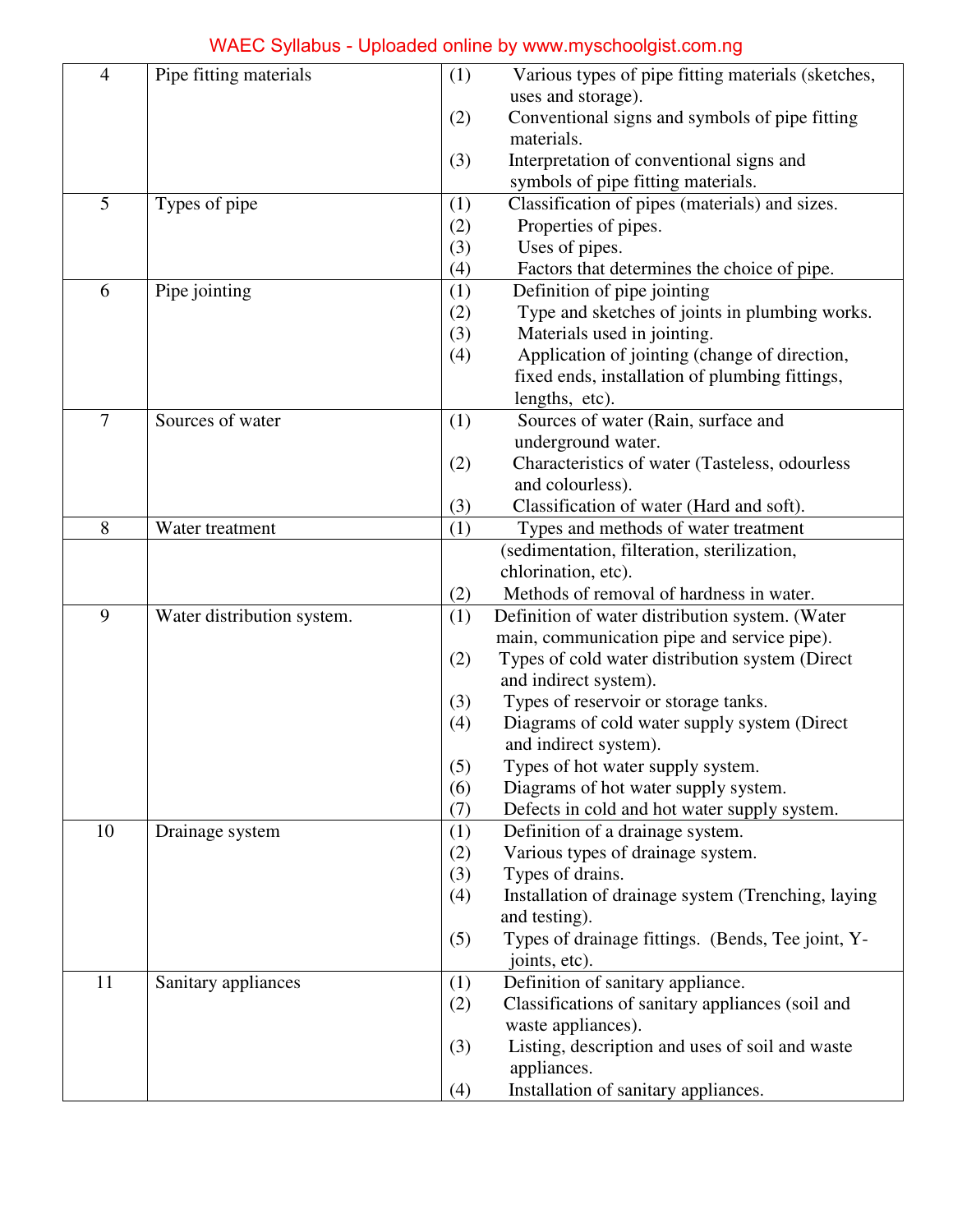| | | |
|---|---|---|
| 4 | Pipe fitting materials | (1) Various types of pipe fitting materials (sketches, uses and storage).<br>(2) Conventional signs and symbols of pipe fitting materials.<br>(3) Interpretation of conventional signs and symbols of pipe fitting materials. |
| 5 | Types of pipe | (1) Classification of pipes (materials) and sizes.<br>(2) Properties of pipes.<br>(3) Uses of pipes.<br>(4) Factors that determines the choice of pipe. |
| 6 | Pipe jointing | (1) Definition of pipe jointing<br>(2) Type and sketches of joints in plumbing works.<br>(3) Materials used in jointing.<br>(4) Application of jointing (change of direction, fixed ends, installation of plumbing fittings, lengths, etc). |
| 7 | Sources of water | (1) Sources of water (Rain, surface and underground water.<br>(2) Characteristics of water (Tasteless, odourless and colourless).<br>(3) Classification of water (Hard and soft). |
| 8 | Water treatment | (1) Types and methods of water treatment (sedimentation, filteration, sterilization, chlorination, etc).<br>(2) Methods of removal of hardness in water. |
| 9 | Water distribution system. | (1) Definition of water distribution system. (Water main, communication pipe and service pipe).<br>(2) Types of cold water distribution system (Direct and indirect system).<br>(3) Types of reservoir or storage tanks.<br>(4) Diagrams of cold water supply system (Direct and indirect system).<br>(5) Types of hot water supply system.<br>(6) Diagrams of hot water supply system.<br>(7) Defects in cold and hot water supply system. |
| 10 | Drainage system | (1) Definition of a drainage system.<br>(2) Various types of drainage system.<br>(3) Types of drains.<br>(4) Installation of drainage system (Trenching, laying and testing).<br>(5) Types of drainage fittings. (Bends, Tee joint, Y-joints, etc). |
| 11 | Sanitary appliances | (1) Definition of sanitary appliance.<br>(2) Classifications of sanitary appliances (soil and waste appliances).<br>(3) Listing, description and uses of soil and waste appliances.<br>(4) Installation of sanitary appliances. |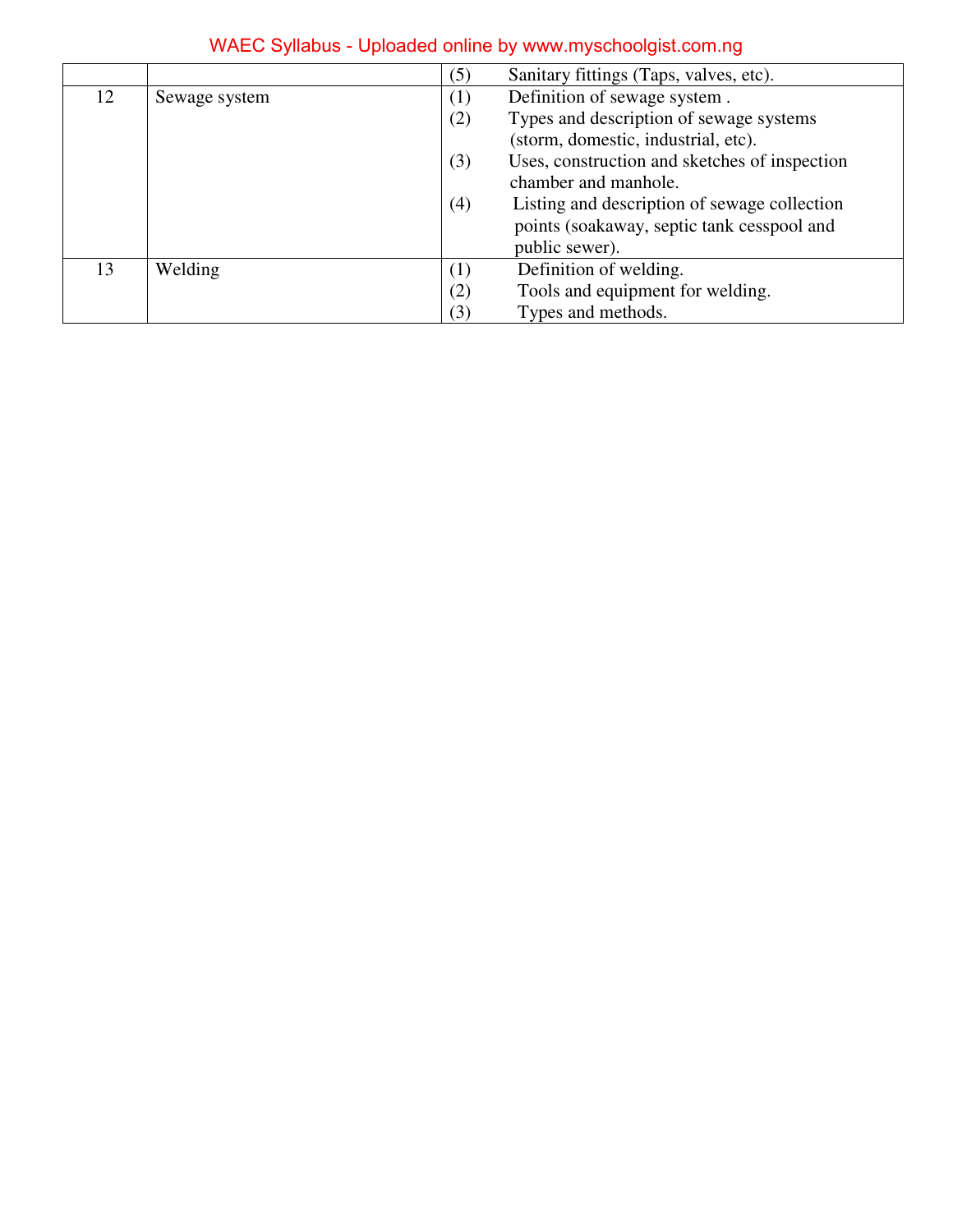| | | |
|---|---|---|
| | | (5) Sanitary fittings (Taps, valves, etc). |
| 12 | Sewage system | (1) Definition of sewage system .<br>(2) Types and description of sewage systems (storm, domestic, industrial, etc).<br>(3) Uses, construction and sketches of inspection chamber and manhole.<br>(4) Listing and description of sewage collection points (soakaway, septic tank cesspool and public sewer). |
| 13 | Welding | (1) Definition of welding.<br>(2) Tools and equipment for welding.<br>(3) Types and methods. |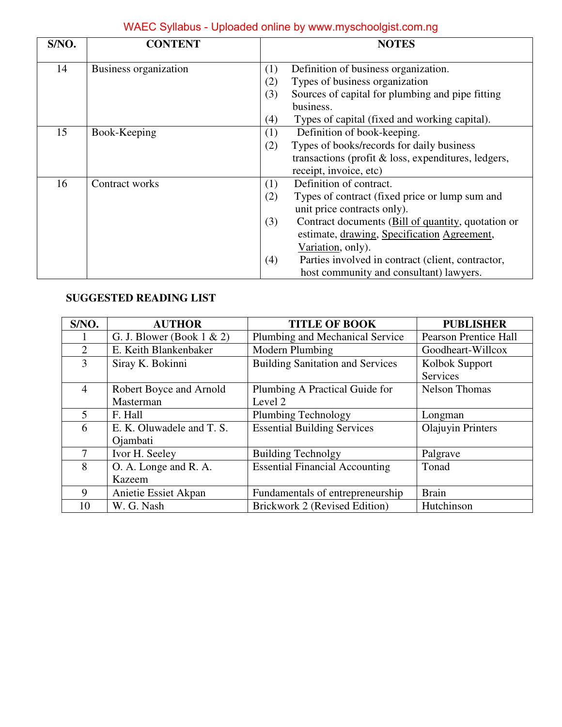| S/NO. | CONTENT | NOTES |
|---|---|---|
| 14 | Business organization | (1) Definition of business organization.<br>(2) Types of business organization<br>(3) Sources of capital for plumbing and pipe fitting business.<br>(4) Types of capital (fixed and working capital). |
| 15 | Book-Keeping | (1) Definition of book-keeping.<br>(2) Types of books/records for daily business transactions (profit & loss, expenditures, ledgers, receipt, invoice, etc) |
| 16 | Contract works | (1) Definition of contract.<br>(2) Types of contract (fixed price or lump sum and unit price contracts only).<br>(3) Contract documents (Bill of quantity, quotation or estimate, drawing, Specification Agreement, Variation, only).<br>(4) Parties involved in contract (client, contractor, host community and consultant) lawyers. |

**SUGGESTED READING LIST**

| S/NO. | AUTHOR | TITLE OF BOOK | PUBLISHER |
|---|---|---|---|
| 1 | G. J. Blower (Book 1 & 2) | Plumbing and Mechanical Service | Pearson Prentice Hall |
| 2 | E. Keith Blankenbaker | Modern Plumbing | Goodheart-Willcox |
| 3 | Siray K. Bokinni | Building Sanitation and Services | Kolbok Support Services |
| 4 | Robert Boyce and Arnold Masterman | Plumbing A Practical Guide for Level 2 | Nelson Thomas |
| 5 | F. Hall | Plumbing Technology | Longman |
| 6 | E. K. Oluwadele and T. S. Ojambati | Essential Building Services | Olajuyin Printers |
| 7 | Ivor H. Seeley | Building Technolgy | Palgrave |
| 8 | O. A. Longe and R. A. Kazeem | Essential Financial Accounting | Tonad |
| 9 | Anietie Essiet Akpan | Fundamentals of entrepreneurship | Brain |
| 10 | W. G. Nash | Brickwork 2 (Revised Edition) | Hutchinson |